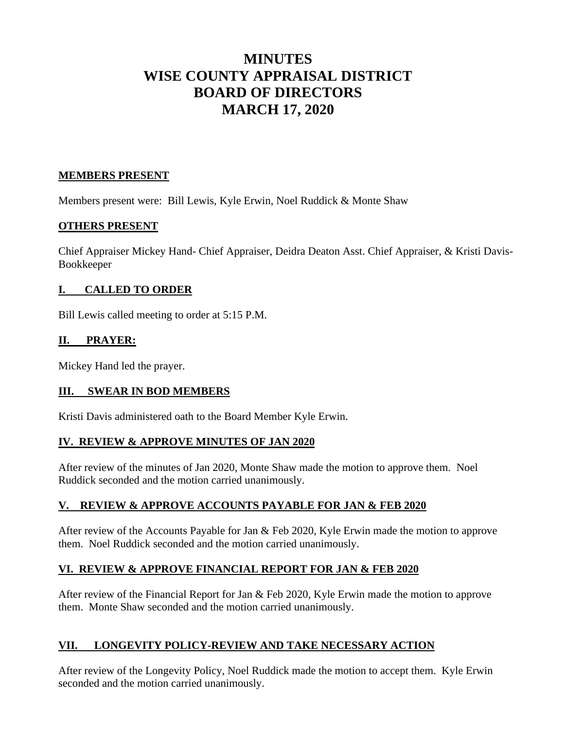# MINUTES
# WISE COUNTY APPRAISAL DISTRICT
# BOARD OF DIRECTORS
# MARCH 17, 2020

## MEMBERS PRESENT

Members present were: Bill Lewis, Kyle Erwin, Noel Ruddick & Monte Shaw

## OTHERS PRESENT

Chief Appraiser Mickey Hand- Chief Appraiser, Deidra Deaton Asst. Chief Appraiser, & Kristi Davis-Bookkeeper

## I. CALLED TO ORDER

Bill Lewis called meeting to order at 5:15 P.M.

## II. PRAYER:

Mickey Hand led the prayer.

## III. SWEAR IN BOD MEMBERS

Kristi Davis administered oath to the Board Member Kyle Erwin.

## IV. REVIEW & APPROVE MINUTES OF JAN 2020

After review of the minutes of Jan 2020, Monte Shaw made the motion to approve them. Noel Ruddick seconded and the motion carried unanimously.

## V. REVIEW & APPROVE ACCOUNTS PAYABLE FOR JAN & FEB 2020

After review of the Accounts Payable for Jan & Feb 2020, Kyle Erwin made the motion to approve them. Noel Ruddick seconded and the motion carried unanimously.

## VI. REVIEW & APPROVE FINANCIAL REPORT FOR JAN & FEB 2020

After review of the Financial Report for Jan & Feb 2020, Kyle Erwin made the motion to approve them. Monte Shaw seconded and the motion carried unanimously.

## VII. LONGEVITY POLICY-REVIEW AND TAKE NECESSARY ACTION

After review of the Longevity Policy, Noel Ruddick made the motion to accept them. Kyle Erwin seconded and the motion carried unanimously.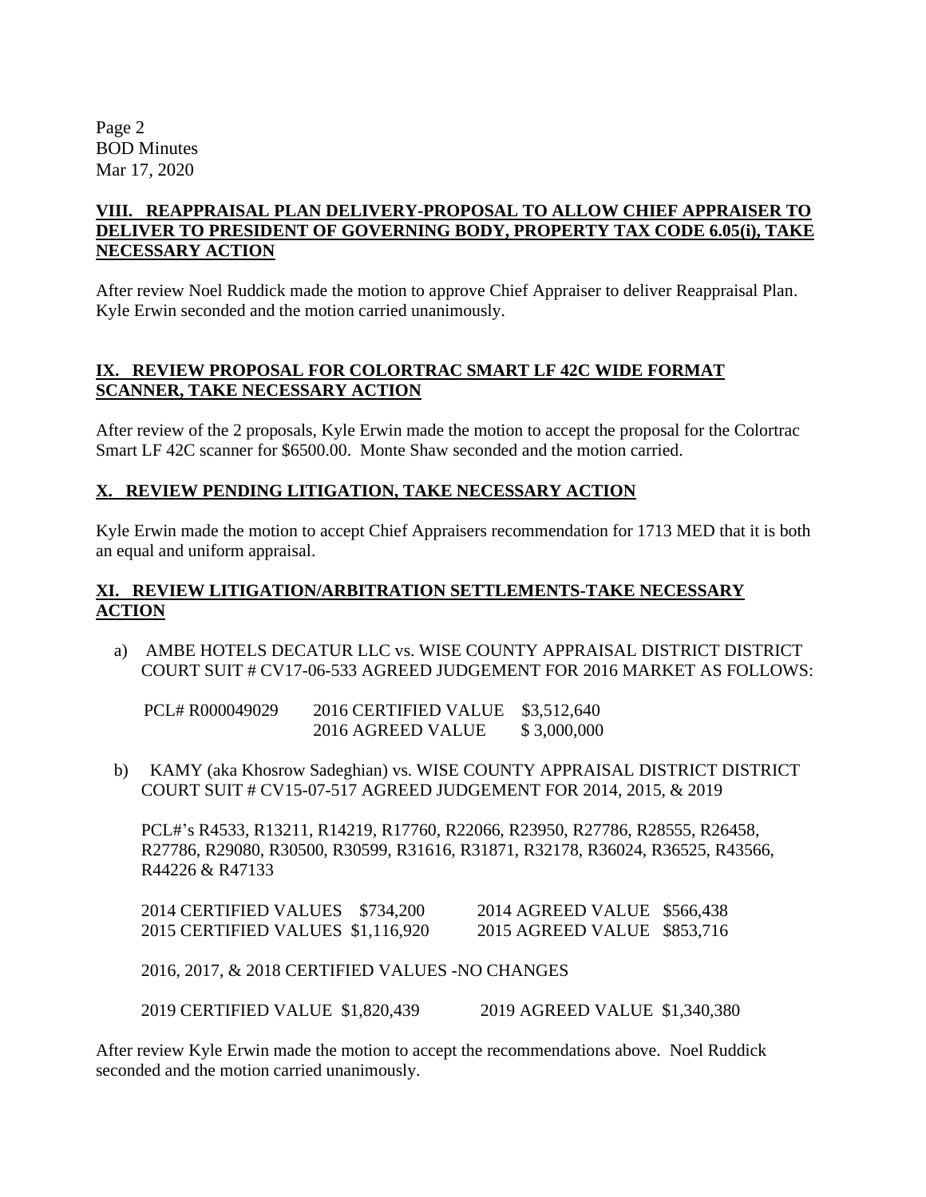## VIII. REAPPRAISAL PLAN DELIVERY-PROPOSAL TO ALLOW CHIEF APPRAISER TO DELIVER TO PRESIDENT OF GOVERNING BODY, PROPERTY TAX CODE 6.05(i), TAKE NECESSARY ACTION

After review Noel Ruddick made the motion to approve Chief Appraiser to deliver Reappraisal Plan. Kyle Erwin seconded and the motion carried unanimously.

## IX. REVIEW PROPOSAL FOR COLORTRAC SMART LF 42C WIDE FORMAT SCANNER, TAKE NECESSARY ACTION

After review of the 2 proposals, Kyle Erwin made the motion to accept the proposal for the Colortrac Smart LF 42C scanner for $6500.00. Monte Shaw seconded and the motion carried.

## X. REVIEW PENDING LITIGATION, TAKE NECESSARY ACTION

Kyle Erwin made the motion to accept Chief Appraisers recommendation for 1713 MED that it is both an equal and uniform appraisal.

## XI. REVIEW LITIGATION/ARBITRATION SETTLEMENTS-TAKE NECESSARY ACTION

a) AMBE HOTELS DECATUR LLC vs. WISE COUNTY APPRAISAL DISTRICT DISTRICT COURT SUIT # CV17-06-533 AGREED JUDGEMENT FOR 2016 MARKET AS FOLLOWS:

| | | |
|---|---|---|
| PCL# R000049029 | 2016 CERTIFIED VALUE | $3,512,640 |
| | 2016 AGREED VALUE | $ 3,000,000 |

b) KAMY (aka Khosrow Sadeghian) vs. WISE COUNTY APPRAISAL DISTRICT DISTRICT COURT SUIT # CV15-07-517 AGREED JUDGEMENT FOR 2014, 2015, & 2019

PCL#'s R4533, R13211, R14219, R17760, R22066, R23950, R27786, R28555, R26458, R27786, R29080, R30500, R30599, R31616, R31871, R32178, R36024, R36525, R43566, R44226 & R47133

| | | | |
|---|---|---|---|
| 2014 CERTIFIED VALUES | $734,200 | 2014 AGREED VALUE | $566,438 |
| 2015 CERTIFIED VALUES | $1,116,920 | 2015 AGREED VALUE | $853,716 |

2016, 2017, & 2018 CERTIFIED VALUES -NO CHANGES

| | | | |
|---|---|---|---|
| 2019 CERTIFIED VALUE | $1,820,439 | 2019 AGREED VALUE | $1,340,380 |

After review Kyle Erwin made the motion to accept the recommendations above. Noel Ruddick seconded and the motion carried unanimously.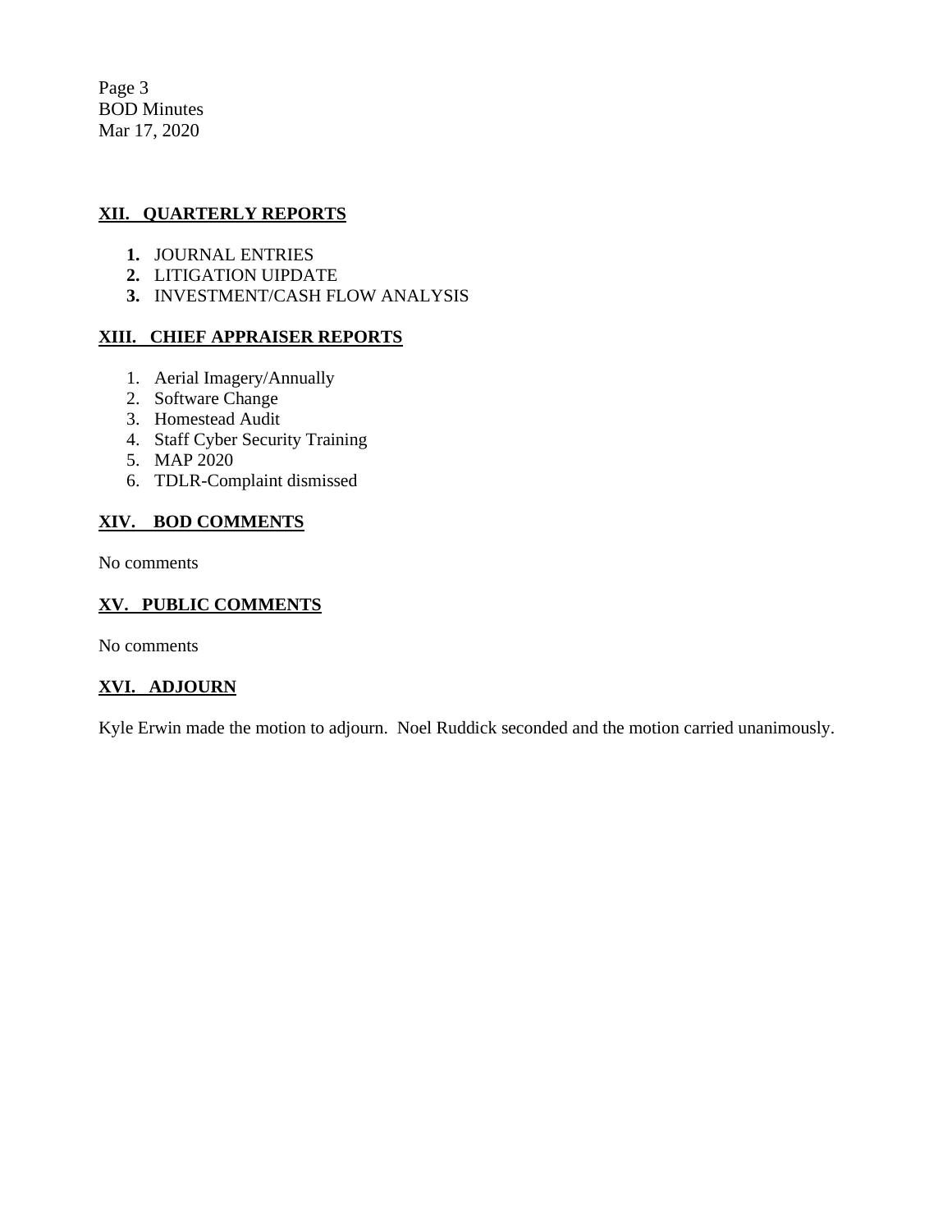## XII. QUARTERLY REPORTS

1. JOURNAL ENTRIES
2. LITIGATION UIPDATE
3. INVESTMENT/CASH FLOW ANALYSIS

## XIII. CHIEF APPRAISER REPORTS

1. Aerial Imagery/Annually
2. Software Change
3. Homestead Audit
4. Staff Cyber Security Training
5. MAP 2020
6. TDLR-Complaint dismissed

## XIV. BOD COMMENTS

No comments

## XV. PUBLIC COMMENTS

No comments

## XVI. ADJOURN

Kyle Erwin made the motion to adjourn. Noel Ruddick seconded and the motion carried unanimously.